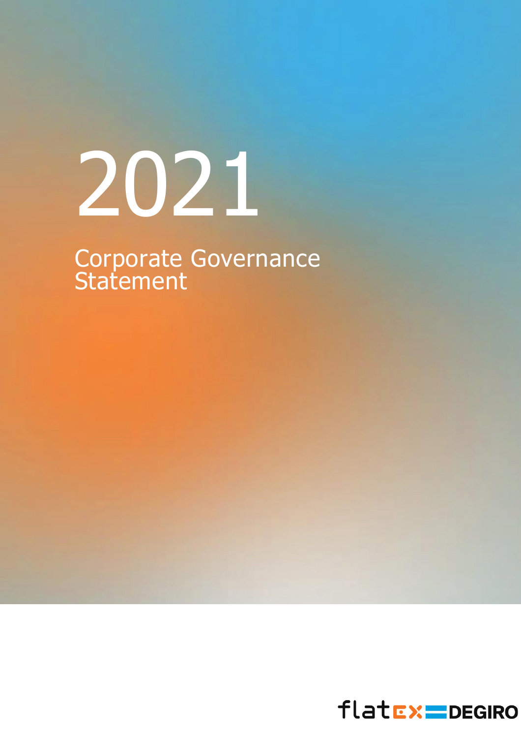# 2021

## Corporate Governance Statement

flatex DEGIRO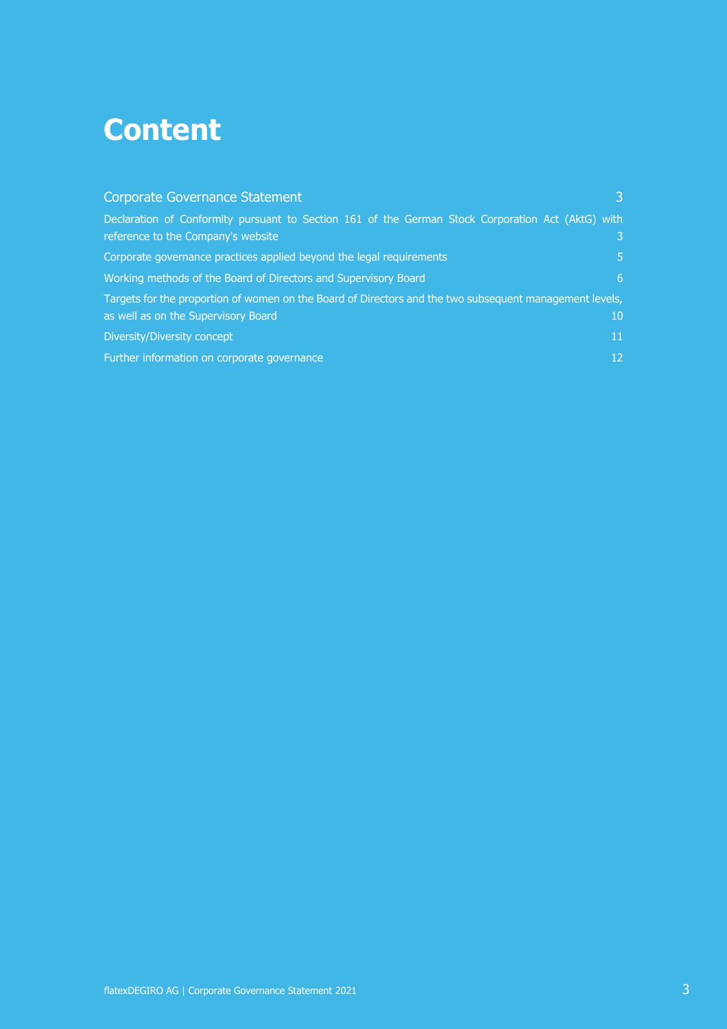# Content

| | |
|---|---|
| Corporate Governance Statement | 3 |
| Declaration of Conformity pursuant to Section 161 of the German Stock Corporation Act (AktG) with reference to the Company's website | 3 |
| Corporate governance practices applied beyond the legal requirements | 5 |
| Working methods of the Board of Directors and Supervisory Board | 6 |
| Targets for the proportion of women on the Board of Directors and the two subsequent management levels, as well as on the Supervisory Board | 10 |
| Diversity/Diversity concept | 11 |
| Further information on corporate governance | 12 |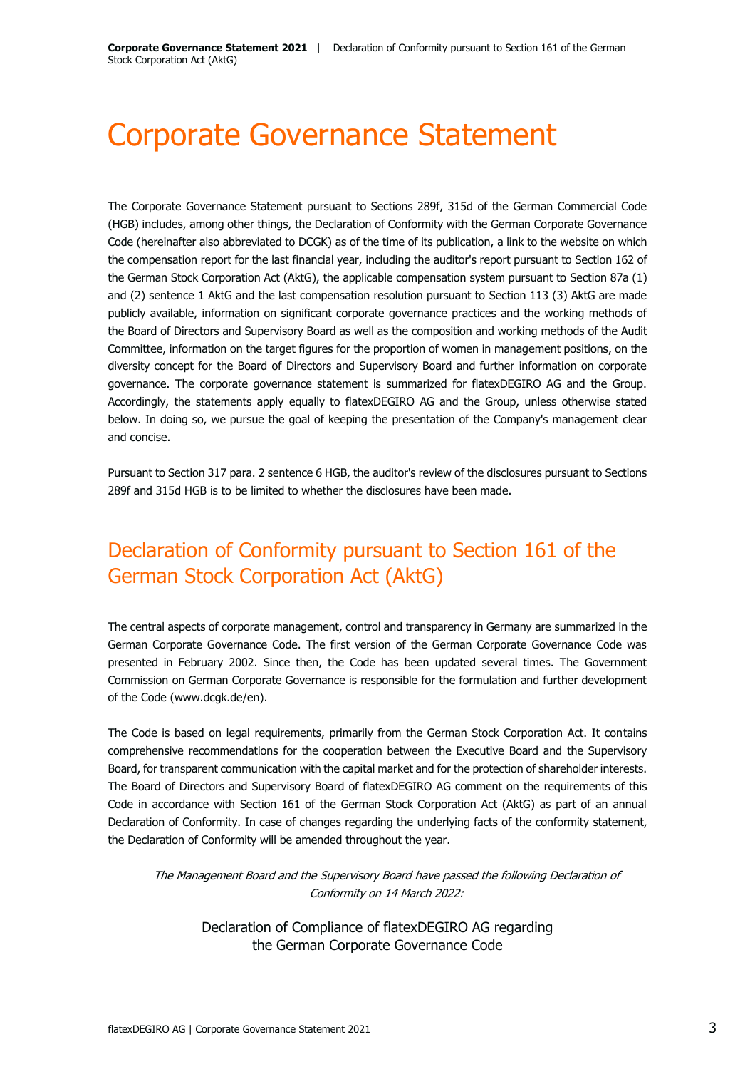# Corporate Governance Statement

The Corporate Governance Statement pursuant to Sections 289f, 315d of the German Commercial Code (HGB) includes, among other things, the Declaration of Conformity with the German Corporate Governance Code (hereinafter also abbreviated to DCGK) as of the time of its publication, a link to the website on which the compensation report for the last financial year, including the auditor's report pursuant to Section 162 of the German Stock Corporation Act (AktG), the applicable compensation system pursuant to Section 87a (1) and (2) sentence 1 AktG and the last compensation resolution pursuant to Section 113 (3) AktG are made publicly available, information on significant corporate governance practices and the working methods of the Board of Directors and Supervisory Board as well as the composition and working methods of the Audit Committee, information on the target figures for the proportion of women in management positions, on the diversity concept for the Board of Directors and Supervisory Board and further information on corporate governance. The corporate governance statement is summarized for flatexDEGIRO AG and the Group. Accordingly, the statements apply equally to flatexDEGIRO AG and the Group, unless otherwise stated below. In doing so, we pursue the goal of keeping the presentation of the Company's management clear and concise.

Pursuant to Section 317 para. 2 sentence 6 HGB, the auditor's review of the disclosures pursuant to Sections 289f and 315d HGB is to be limited to whether the disclosures have been made.

## Declaration of Conformity pursuant to Section 161 of the German Stock Corporation Act (AktG)

The central aspects of corporate management, control and transparency in Germany are summarized in the German Corporate Governance Code. The first version of the German Corporate Governance Code was presented in February 2002. Since then, the Code has been updated several times. The Government Commission on German Corporate Governance is responsible for the formulation and further development of the Code (www.dcgk.de/en).

The Code is based on legal requirements, primarily from the German Stock Corporation Act. It contains comprehensive recommendations for the cooperation between the Executive Board and the Supervisory Board, for transparent communication with the capital market and for the protection of shareholder interests. The Board of Directors and Supervisory Board of flatexDEGIRO AG comment on the requirements of this Code in accordance with Section 161 of the German Stock Corporation Act (AktG) as part of an annual Declaration of Conformity. In case of changes regarding the underlying facts of the conformity statement, the Declaration of Conformity will be amended throughout the year.

*The Management Board and the Supervisory Board have passed the following Declaration of Conformity on 14 March 2022:*

Declaration of Compliance of flatexDEGIRO AG regarding the German Corporate Governance Code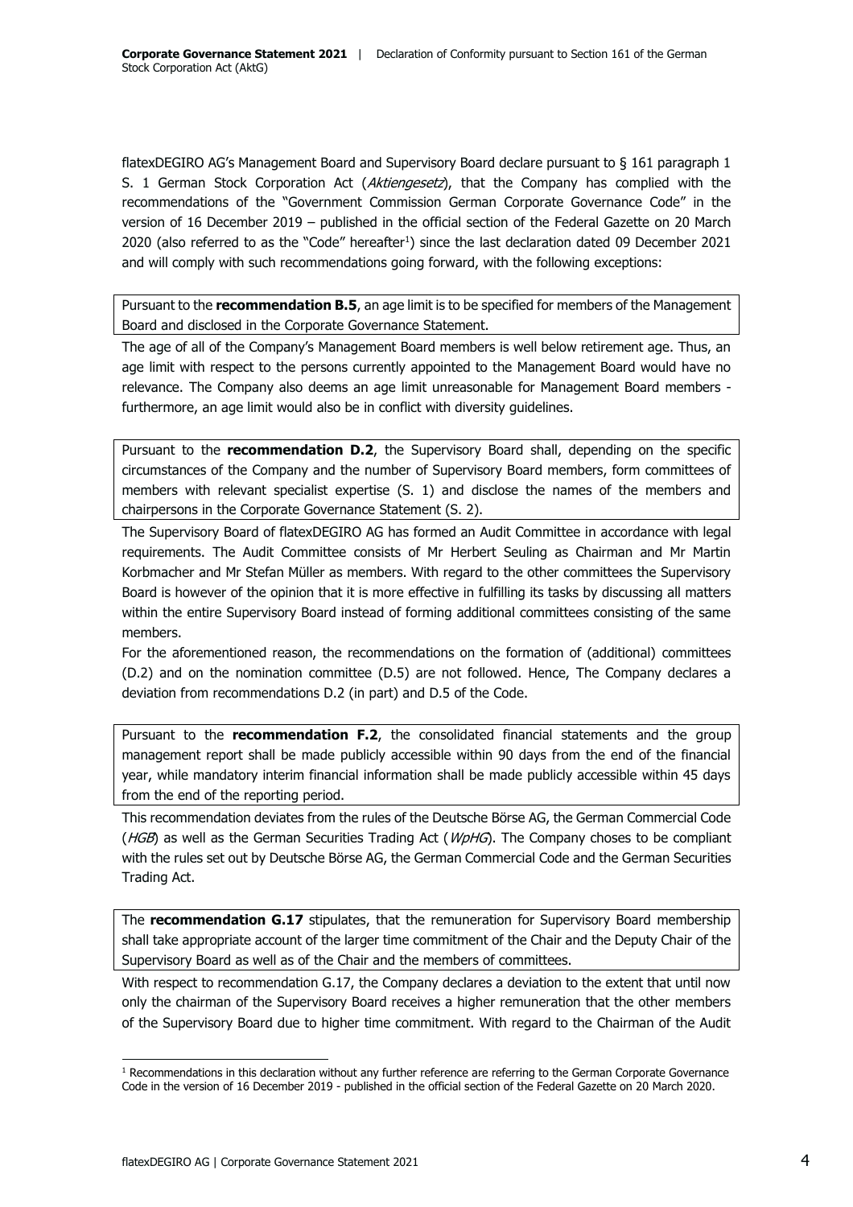flatexDEGIRO AG's Management Board and Supervisory Board declare pursuant to § 161 paragraph 1 S. 1 German Stock Corporation Act (*Aktiengesetz*), that the Company has complied with the recommendations of the "Government Commission German Corporate Governance Code" in the version of 16 December 2019 – published in the official section of the Federal Gazette on 20 March 2020 (also referred to as the "Code" hereafter[1]) since the last declaration dated 09 December 2021 and will comply with such recommendations going forward, with the following exceptions:

Pursuant to the **recommendation B.5**, an age limit is to be specified for members of the Management Board and disclosed in the Corporate Governance Statement.

The age of all of the Company's Management Board members is well below retirement age. Thus, an age limit with respect to the persons currently appointed to the Management Board would have no relevance. The Company also deems an age limit unreasonable for Management Board members - furthermore, an age limit would also be in conflict with diversity guidelines.

Pursuant to the **recommendation D.2**, the Supervisory Board shall, depending on the specific circumstances of the Company and the number of Supervisory Board members, form committees of members with relevant specialist expertise (S. 1) and disclose the names of the members and chairpersons in the Corporate Governance Statement (S. 2).

The Supervisory Board of flatexDEGIRO AG has formed an Audit Committee in accordance with legal requirements. The Audit Committee consists of Mr Herbert Seuling as Chairman and Mr Martin Korbmacher and Mr Stefan Müller as members. With regard to the other committees the Supervisory Board is however of the opinion that it is more effective in fulfilling its tasks by discussing all matters within the entire Supervisory Board instead of forming additional committees consisting of the same members.

For the aforementioned reason, the recommendations on the formation of (additional) committees (D.2) and on the nomination committee (D.5) are not followed. Hence, The Company declares a deviation from recommendations D.2 (in part) and D.5 of the Code.

Pursuant to the **recommendation F.2**, the consolidated financial statements and the group management report shall be made publicly accessible within 90 days from the end of the financial year, while mandatory interim financial information shall be made publicly accessible within 45 days from the end of the reporting period.

This recommendation deviates from the rules of the Deutsche Börse AG, the German Commercial Code (*HGB*) as well as the German Securities Trading Act (*WpHG*). The Company choses to be compliant with the rules set out by Deutsche Börse AG, the German Commercial Code and the German Securities Trading Act.

The **recommendation G.17** stipulates, that the remuneration for Supervisory Board membership shall take appropriate account of the larger time commitment of the Chair and the Deputy Chair of the Supervisory Board as well as of the Chair and the members of committees.

With respect to recommendation G.17, the Company declares a deviation to the extent that until now only the chairman of the Supervisory Board receives a higher remuneration that the other members of the Supervisory Board due to higher time commitment. With regard to the Chairman of the Audit

[1] Recommendations in this declaration without any further reference are referring to the German Corporate Governance Code in the version of 16 December 2019 - published in the official section of the Federal Gazette on 20 March 2020.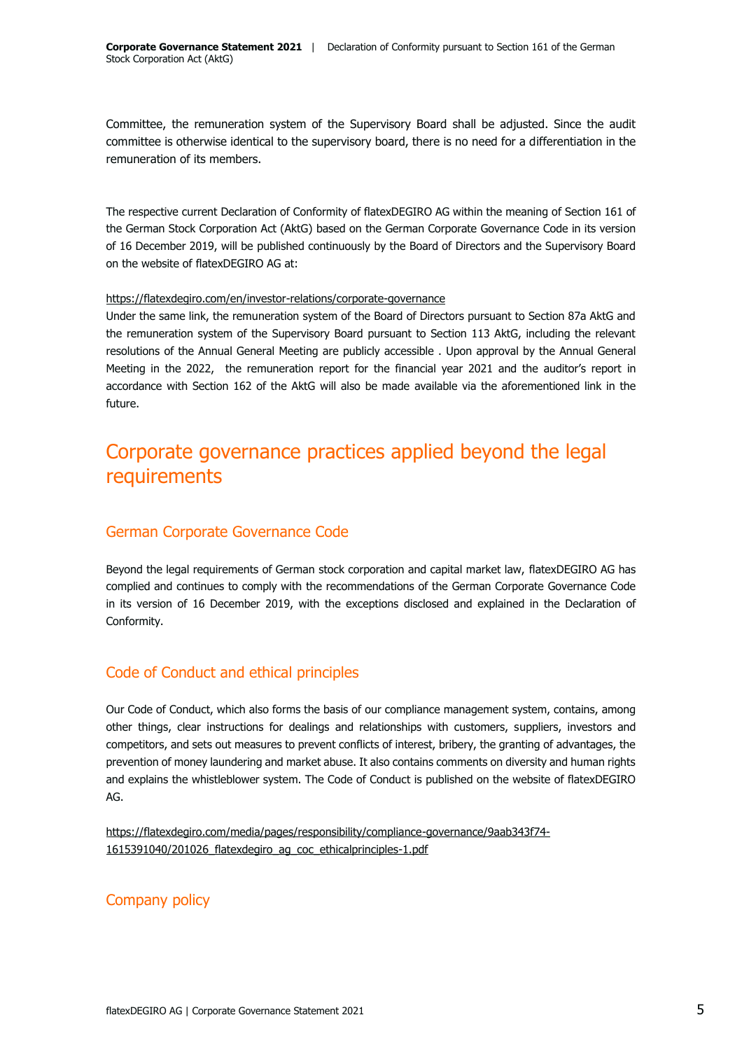Committee, the remuneration system of the Supervisory Board shall be adjusted. Since the audit committee is otherwise identical to the supervisory board, there is no need for a differentiation in the remuneration of its members.

The respective current Declaration of Conformity of flatexDEGIRO AG within the meaning of Section 161 of the German Stock Corporation Act (AktG) based on the German Corporate Governance Code in its version of 16 December 2019, will be published continuously by the Board of Directors and the Supervisory Board on the website of flatexDEGIRO AG at:

https://flatexdegiro.com/en/investor-relations/corporate-governance

Under the same link, the remuneration system of the Board of Directors pursuant to Section 87a AktG and the remuneration system of the Supervisory Board pursuant to Section 113 AktG, including the relevant resolutions of the Annual General Meeting are publicly accessible . Upon approval by the Annual General Meeting in the 2022, the remuneration report for the financial year 2021 and the auditor's report in accordance with Section 162 of the AktG will also be made available via the aforementioned link in the future.

# Corporate governance practices applied beyond the legal requirements

## German Corporate Governance Code

Beyond the legal requirements of German stock corporation and capital market law, flatexDEGIRO AG has complied and continues to comply with the recommendations of the German Corporate Governance Code in its version of 16 December 2019, with the exceptions disclosed and explained in the Declaration of Conformity.

## Code of Conduct and ethical principles

Our Code of Conduct, which also forms the basis of our compliance management system, contains, among other things, clear instructions for dealings and relationships with customers, suppliers, investors and competitors, and sets out measures to prevent conflicts of interest, bribery, the granting of advantages, the prevention of money laundering and market abuse. It also contains comments on diversity and human rights and explains the whistleblower system. The Code of Conduct is published on the website of flatexDEGIRO AG.

https://flatexdegiro.com/media/pages/responsibility/compliance-governance/9aab343f74-1615391040/201026_flatexdegiro_ag_coc_ethicalprinciples-1.pdf

## Company policy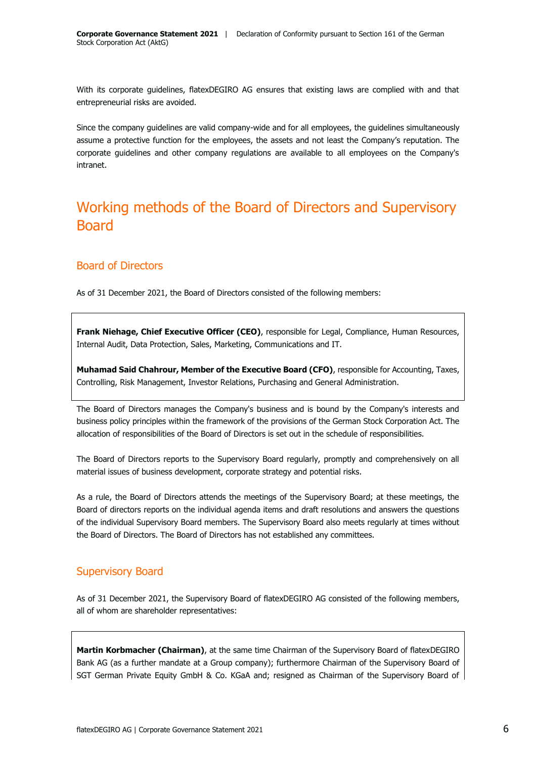With its corporate guidelines, flatexDEGIRO AG ensures that existing laws are complied with and that entrepreneurial risks are avoided.

Since the company guidelines are valid company-wide and for all employees, the guidelines simultaneously assume a protective function for the employees, the assets and not least the Company's reputation. The corporate guidelines and other company regulations are available to all employees on the Company's intranet.

# Working methods of the Board of Directors and Supervisory Board

## Board of Directors

As of 31 December 2021, the Board of Directors consisted of the following members:

**Frank Niehage, Chief Executive Officer (CEO)**, responsible for Legal, Compliance, Human Resources, Internal Audit, Data Protection, Sales, Marketing, Communications and IT.

**Muhamad Said Chahrour, Member of the Executive Board (CFO)**, responsible for Accounting, Taxes, Controlling, Risk Management, Investor Relations, Purchasing and General Administration.

The Board of Directors manages the Company's business and is bound by the Company's interests and business policy principles within the framework of the provisions of the German Stock Corporation Act. The allocation of responsibilities of the Board of Directors is set out in the schedule of responsibilities.

The Board of Directors reports to the Supervisory Board regularly, promptly and comprehensively on all material issues of business development, corporate strategy and potential risks.

As a rule, the Board of Directors attends the meetings of the Supervisory Board; at these meetings, the Board of directors reports on the individual agenda items and draft resolutions and answers the questions of the individual Supervisory Board members. The Supervisory Board also meets regularly at times without the Board of Directors. The Board of Directors has not established any committees.

## Supervisory Board

As of 31 December 2021, the Supervisory Board of flatexDEGIRO AG consisted of the following members, all of whom are shareholder representatives:

**Martin Korbmacher (Chairman)**, at the same time Chairman of the Supervisory Board of flatexDEGIRO Bank AG (as a further mandate at a Group company); furthermore Chairman of the Supervisory Board of SGT German Private Equity GmbH & Co. KGaA and; resigned as Chairman of the Supervisory Board of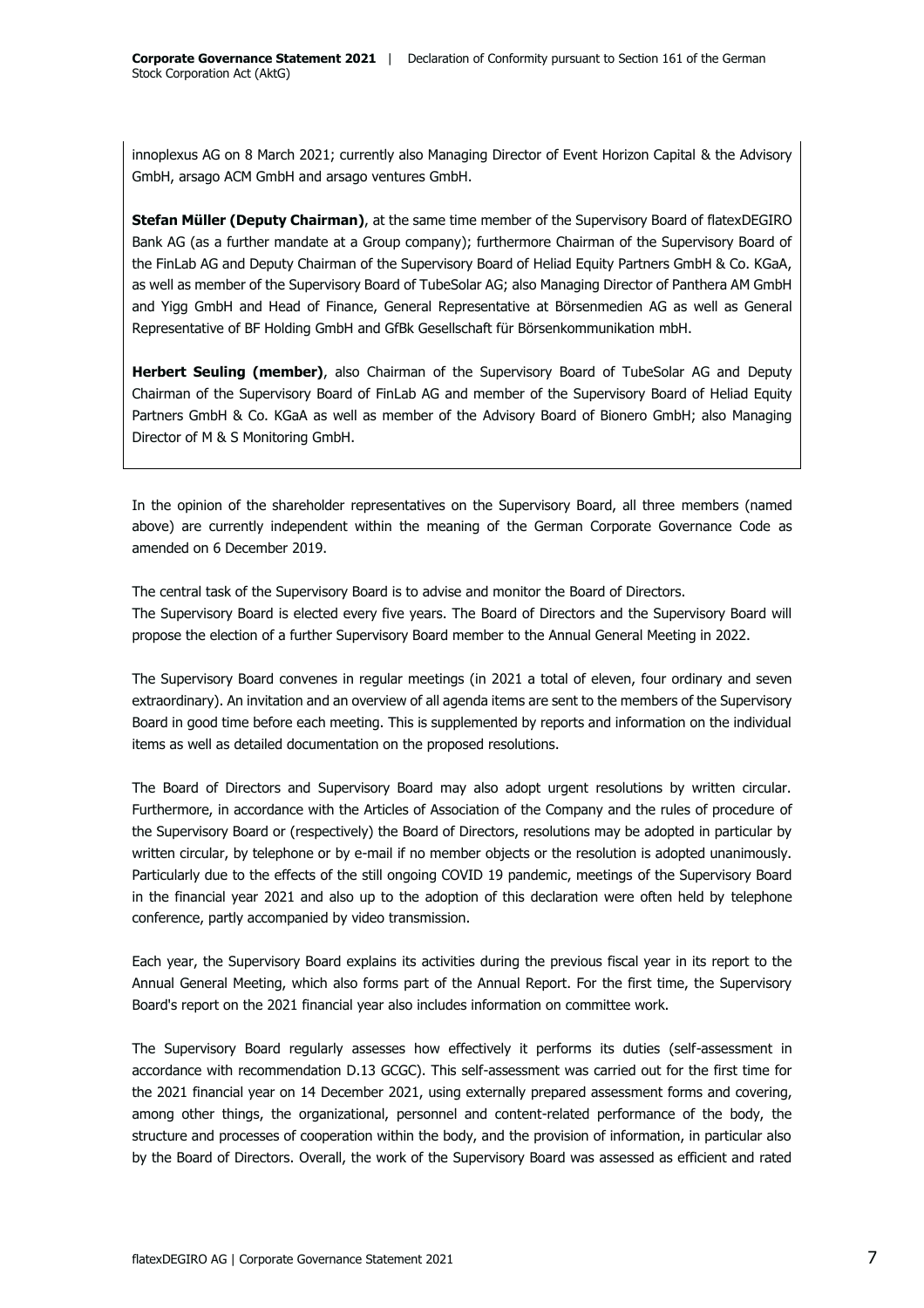innoplexus AG on 8 March 2021; currently also Managing Director of Event Horizon Capital & the Advisory GmbH, arsago ACM GmbH and arsago ventures GmbH.

**Stefan Müller (Deputy Chairman)**, at the same time member of the Supervisory Board of flatexDEGIRO Bank AG (as a further mandate at a Group company); furthermore Chairman of the Supervisory Board of the FinLab AG and Deputy Chairman of the Supervisory Board of Heliad Equity Partners GmbH & Co. KGaA, as well as member of the Supervisory Board of TubeSolar AG; also Managing Director of Panthera AM GmbH and Yigg GmbH and Head of Finance, General Representative at Börsenmedien AG as well as General Representative of BF Holding GmbH and GfBk Gesellschaft für Börsenkommunikation mbH.

**Herbert Seuling (member)**, also Chairman of the Supervisory Board of TubeSolar AG and Deputy Chairman of the Supervisory Board of FinLab AG and member of the Supervisory Board of Heliad Equity Partners GmbH & Co. KGaA as well as member of the Advisory Board of Bionero GmbH; also Managing Director of M & S Monitoring GmbH.

In the opinion of the shareholder representatives on the Supervisory Board, all three members (named above) are currently independent within the meaning of the German Corporate Governance Code as amended on 6 December 2019.

The central task of the Supervisory Board is to advise and monitor the Board of Directors.
The Supervisory Board is elected every five years. The Board of Directors and the Supervisory Board will propose the election of a further Supervisory Board member to the Annual General Meeting in 2022.

The Supervisory Board convenes in regular meetings (in 2021 a total of eleven, four ordinary and seven extraordinary). An invitation and an overview of all agenda items are sent to the members of the Supervisory Board in good time before each meeting. This is supplemented by reports and information on the individual items as well as detailed documentation on the proposed resolutions.

The Board of Directors and Supervisory Board may also adopt urgent resolutions by written circular. Furthermore, in accordance with the Articles of Association of the Company and the rules of procedure of the Supervisory Board or (respectively) the Board of Directors, resolutions may be adopted in particular by written circular, by telephone or by e-mail if no member objects or the resolution is adopted unanimously. Particularly due to the effects of the still ongoing COVID 19 pandemic, meetings of the Supervisory Board in the financial year 2021 and also up to the adoption of this declaration were often held by telephone conference, partly accompanied by video transmission.

Each year, the Supervisory Board explains its activities during the previous fiscal year in its report to the Annual General Meeting, which also forms part of the Annual Report. For the first time, the Supervisory Board's report on the 2021 financial year also includes information on committee work.

The Supervisory Board regularly assesses how effectively it performs its duties (self-assessment in accordance with recommendation D.13 GCGC). This self-assessment was carried out for the first time for the 2021 financial year on 14 December 2021, using externally prepared assessment forms and covering, among other things, the organizational, personnel and content-related performance of the body, the structure and processes of cooperation within the body, and the provision of information, in particular also by the Board of Directors. Overall, the work of the Supervisory Board was assessed as efficient and rated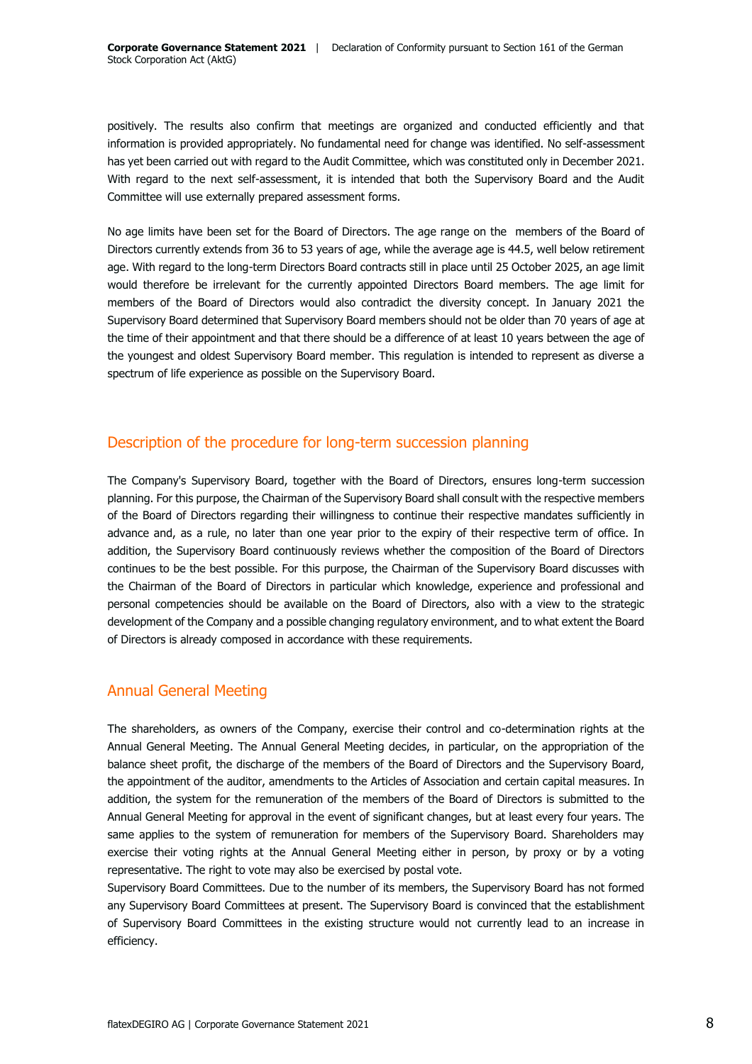positively. The results also confirm that meetings are organized and conducted efficiently and that information is provided appropriately. No fundamental need for change was identified. No self-assessment has yet been carried out with regard to the Audit Committee, which was constituted only in December 2021. With regard to the next self-assessment, it is intended that both the Supervisory Board and the Audit Committee will use externally prepared assessment forms.

No age limits have been set for the Board of Directors. The age range on the  members of the Board of Directors currently extends from 36 to 53 years of age, while the average age is 44.5, well below retirement age. With regard to the long-term Directors Board contracts still in place until 25 October 2025, an age limit would therefore be irrelevant for the currently appointed Directors Board members. The age limit for members of the Board of Directors would also contradict the diversity concept. In January 2021 the Supervisory Board determined that Supervisory Board members should not be older than 70 years of age at the time of their appointment and that there should be a difference of at least 10 years between the age of the youngest and oldest Supervisory Board member. This regulation is intended to represent as diverse a spectrum of life experience as possible on the Supervisory Board.

## Description of the procedure for long-term succession planning

The Company's Supervisory Board, together with the Board of Directors, ensures long-term succession planning. For this purpose, the Chairman of the Supervisory Board shall consult with the respective members of the Board of Directors regarding their willingness to continue their respective mandates sufficiently in advance and, as a rule, no later than one year prior to the expiry of their respective term of office. In addition, the Supervisory Board continuously reviews whether the composition of the Board of Directors continues to be the best possible. For this purpose, the Chairman of the Supervisory Board discusses with the Chairman of the Board of Directors in particular which knowledge, experience and professional and personal competencies should be available on the Board of Directors, also with a view to the strategic development of the Company and a possible changing regulatory environment, and to what extent the Board of Directors is already composed in accordance with these requirements.

## Annual General Meeting

The shareholders, as owners of the Company, exercise their control and co-determination rights at the Annual General Meeting. The Annual General Meeting decides, in particular, on the appropriation of the balance sheet profit, the discharge of the members of the Board of Directors and the Supervisory Board, the appointment of the auditor, amendments to the Articles of Association and certain capital measures. In addition, the system for the remuneration of the members of the Board of Directors is submitted to the Annual General Meeting for approval in the event of significant changes, but at least every four years. The same applies to the system of remuneration for members of the Supervisory Board. Shareholders may exercise their voting rights at the Annual General Meeting either in person, by proxy or by a voting representative. The right to vote may also be exercised by postal vote.

Supervisory Board Committees. Due to the number of its members, the Supervisory Board has not formed any Supervisory Board Committees at present. The Supervisory Board is convinced that the establishment of Supervisory Board Committees in the existing structure would not currently lead to an increase in efficiency.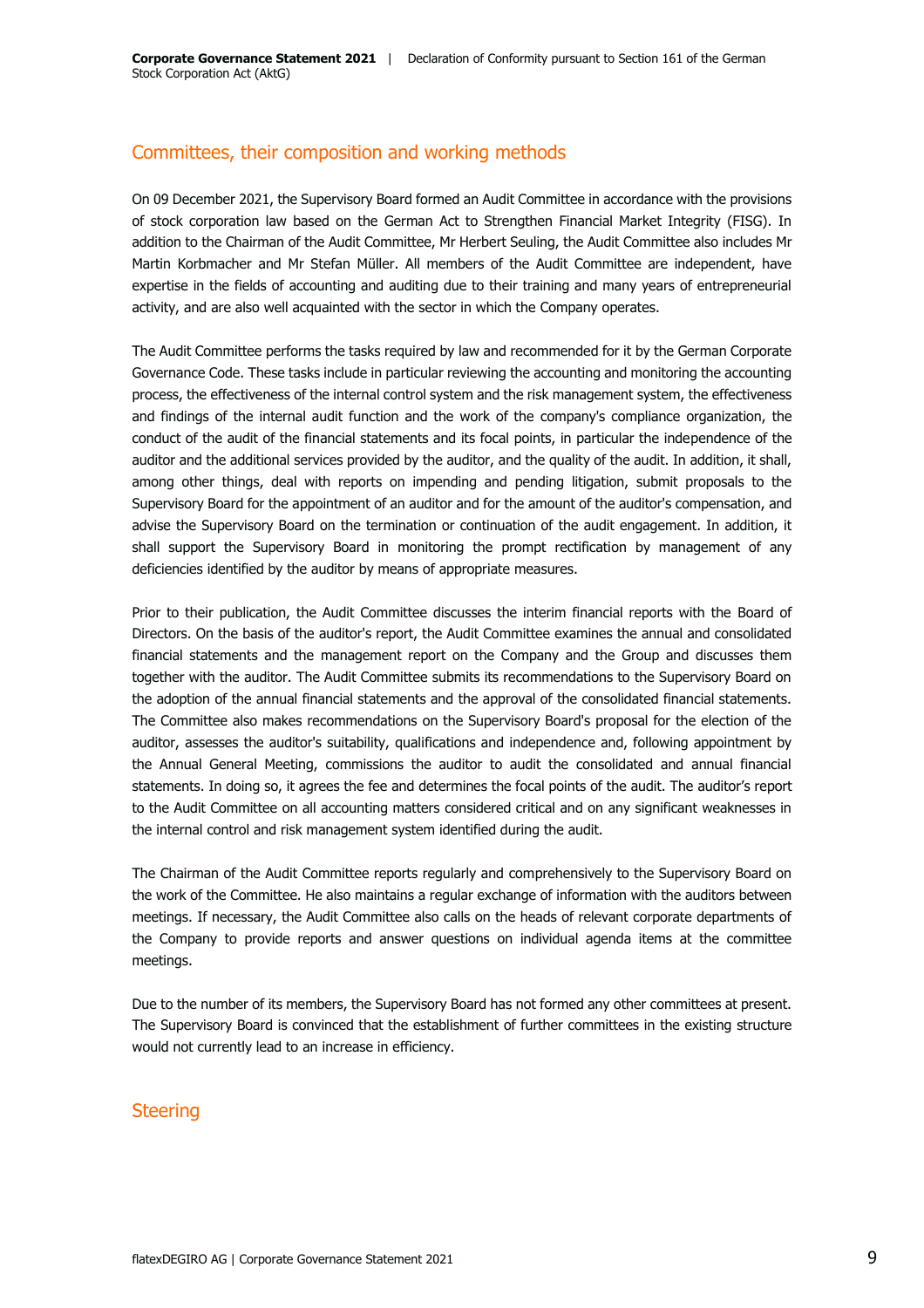## Committees, their composition and working methods

On 09 December 2021, the Supervisory Board formed an Audit Committee in accordance with the provisions of stock corporation law based on the German Act to Strengthen Financial Market Integrity (FISG). In addition to the Chairman of the Audit Committee, Mr Herbert Seuling, the Audit Committee also includes Mr Martin Korbmacher and Mr Stefan Müller. All members of the Audit Committee are independent, have expertise in the fields of accounting and auditing due to their training and many years of entrepreneurial activity, and are also well acquainted with the sector in which the Company operates.

The Audit Committee performs the tasks required by law and recommended for it by the German Corporate Governance Code. These tasks include in particular reviewing the accounting and monitoring the accounting process, the effectiveness of the internal control system and the risk management system, the effectiveness and findings of the internal audit function and the work of the company's compliance organization, the conduct of the audit of the financial statements and its focal points, in particular the independence of the auditor and the additional services provided by the auditor, and the quality of the audit. In addition, it shall, among other things, deal with reports on impending and pending litigation, submit proposals to the Supervisory Board for the appointment of an auditor and for the amount of the auditor's compensation, and advise the Supervisory Board on the termination or continuation of the audit engagement. In addition, it shall support the Supervisory Board in monitoring the prompt rectification by management of any deficiencies identified by the auditor by means of appropriate measures.

Prior to their publication, the Audit Committee discusses the interim financial reports with the Board of Directors. On the basis of the auditor's report, the Audit Committee examines the annual and consolidated financial statements and the management report on the Company and the Group and discusses them together with the auditor. The Audit Committee submits its recommendations to the Supervisory Board on the adoption of the annual financial statements and the approval of the consolidated financial statements. The Committee also makes recommendations on the Supervisory Board's proposal for the election of the auditor, assesses the auditor's suitability, qualifications and independence and, following appointment by the Annual General Meeting, commissions the auditor to audit the consolidated and annual financial statements. In doing so, it agrees the fee and determines the focal points of the audit. The auditor's report to the Audit Committee on all accounting matters considered critical and on any significant weaknesses in the internal control and risk management system identified during the audit.

The Chairman of the Audit Committee reports regularly and comprehensively to the Supervisory Board on the work of the Committee. He also maintains a regular exchange of information with the auditors between meetings. If necessary, the Audit Committee also calls on the heads of relevant corporate departments of the Company to provide reports and answer questions on individual agenda items at the committee meetings.

Due to the number of its members, the Supervisory Board has not formed any other committees at present. The Supervisory Board is convinced that the establishment of further committees in the existing structure would not currently lead to an increase in efficiency.

## Steering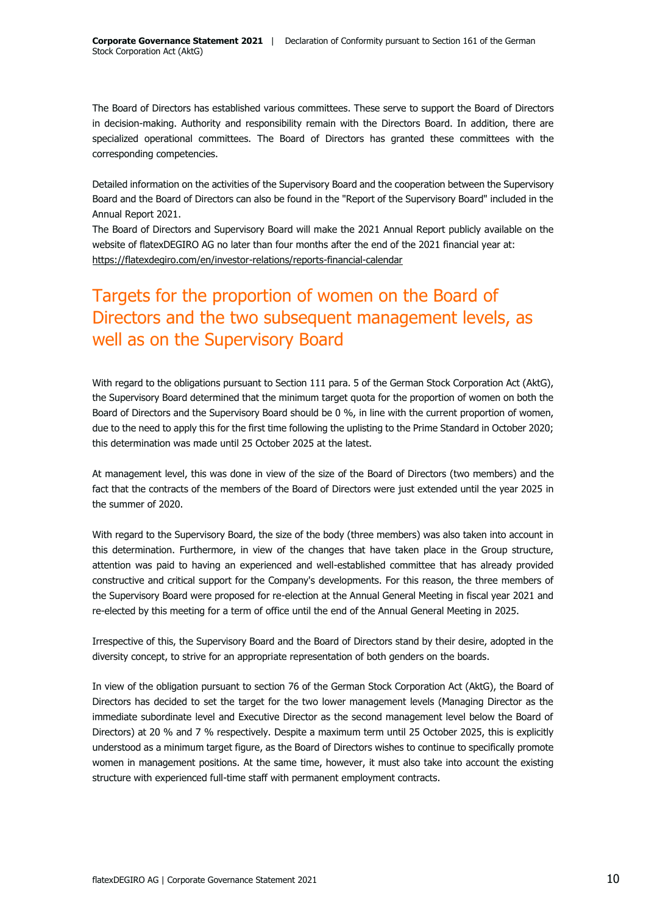The Board of Directors has established various committees. These serve to support the Board of Directors in decision-making. Authority and responsibility remain with the Directors Board. In addition, there are specialized operational committees. The Board of Directors has granted these committees with the corresponding competencies.

Detailed information on the activities of the Supervisory Board and the cooperation between the Supervisory Board and the Board of Directors can also be found in the "Report of the Supervisory Board" included in the Annual Report 2021.
The Board of Directors and Supervisory Board will make the 2021 Annual Report publicly available on the website of flatexDEGIRO AG no later than four months after the end of the 2021 financial year at: https://flatexdegiro.com/en/investor-relations/reports-financial-calendar

# Targets for the proportion of women on the Board of Directors and the two subsequent management levels, as well as on the Supervisory Board

With regard to the obligations pursuant to Section 111 para. 5 of the German Stock Corporation Act (AktG), the Supervisory Board determined that the minimum target quota for the proportion of women on both the Board of Directors and the Supervisory Board should be 0 %, in line with the current proportion of women, due to the need to apply this for the first time following the uplisting to the Prime Standard in October 2020; this determination was made until 25 October 2025 at the latest.

At management level, this was done in view of the size of the Board of Directors (two members) and the fact that the contracts of the members of the Board of Directors were just extended until the year 2025 in the summer of 2020.

With regard to the Supervisory Board, the size of the body (three members) was also taken into account in this determination. Furthermore, in view of the changes that have taken place in the Group structure, attention was paid to having an experienced and well-established committee that has already provided constructive and critical support for the Company's developments. For this reason, the three members of the Supervisory Board were proposed for re-election at the Annual General Meeting in fiscal year 2021 and re-elected by this meeting for a term of office until the end of the Annual General Meeting in 2025.

Irrespective of this, the Supervisory Board and the Board of Directors stand by their desire, adopted in the diversity concept, to strive for an appropriate representation of both genders on the boards.

In view of the obligation pursuant to section 76 of the German Stock Corporation Act (AktG), the Board of Directors has decided to set the target for the two lower management levels (Managing Director as the immediate subordinate level and Executive Director as the second management level below the Board of Directors) at 20 % and 7 % respectively. Despite a maximum term until 25 October 2025, this is explicitly understood as a minimum target figure, as the Board of Directors wishes to continue to specifically promote women in management positions. At the same time, however, it must also take into account the existing structure with experienced full-time staff with permanent employment contracts.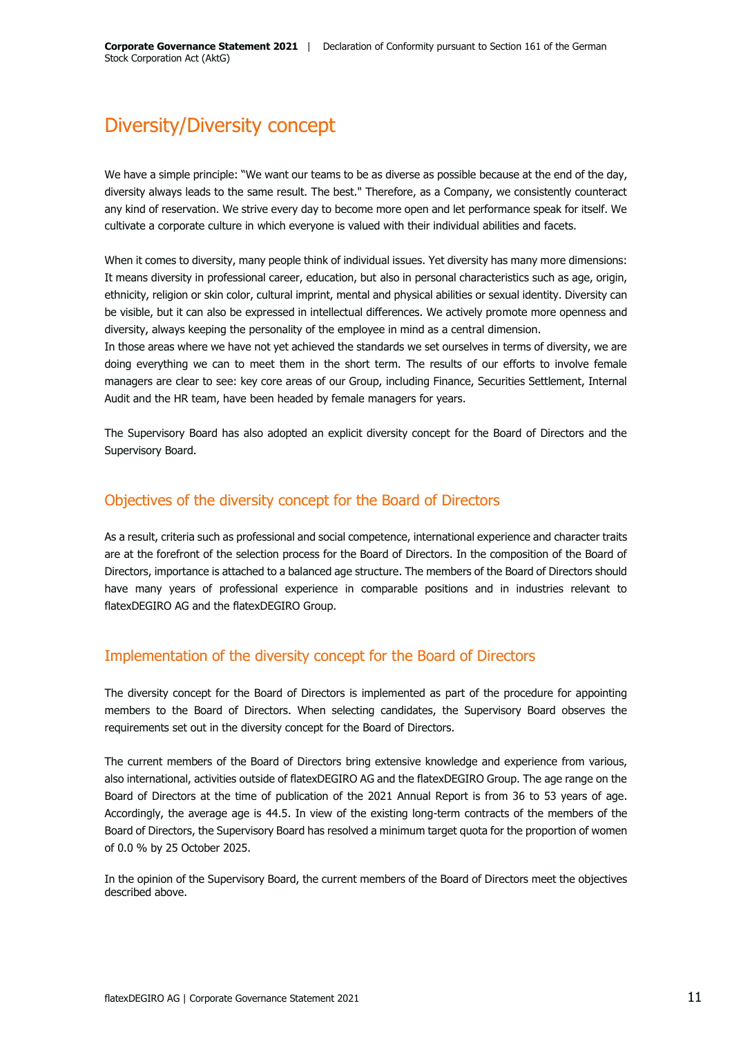# Diversity/Diversity concept

We have a simple principle: "We want our teams to be as diverse as possible because at the end of the day, diversity always leads to the same result. The best." Therefore, as a Company, we consistently counteract any kind of reservation. We strive every day to become more open and let performance speak for itself. We cultivate a corporate culture in which everyone is valued with their individual abilities and facets.

When it comes to diversity, many people think of individual issues. Yet diversity has many more dimensions: It means diversity in professional career, education, but also in personal characteristics such as age, origin, ethnicity, religion or skin color, cultural imprint, mental and physical abilities or sexual identity. Diversity can be visible, but it can also be expressed in intellectual differences. We actively promote more openness and diversity, always keeping the personality of the employee in mind as a central dimension.
In those areas where we have not yet achieved the standards we set ourselves in terms of diversity, we are doing everything we can to meet them in the short term. The results of our efforts to involve female managers are clear to see: key core areas of our Group, including Finance, Securities Settlement, Internal Audit and the HR team, have been headed by female managers for years.

The Supervisory Board has also adopted an explicit diversity concept for the Board of Directors and the Supervisory Board.

## Objectives of the diversity concept for the Board of Directors

As a result, criteria such as professional and social competence, international experience and character traits are at the forefront of the selection process for the Board of Directors. In the composition of the Board of Directors, importance is attached to a balanced age structure. The members of the Board of Directors should have many years of professional experience in comparable positions and in industries relevant to flatexDEGIRO AG and the flatexDEGIRO Group.

## Implementation of the diversity concept for the Board of Directors

The diversity concept for the Board of Directors is implemented as part of the procedure for appointing members to the Board of Directors. When selecting candidates, the Supervisory Board observes the requirements set out in the diversity concept for the Board of Directors.

The current members of the Board of Directors bring extensive knowledge and experience from various, also international, activities outside of flatexDEGIRO AG and the flatexDEGIRO Group. The age range on the Board of Directors at the time of publication of the 2021 Annual Report is from 36 to 53 years of age. Accordingly, the average age is 44.5. In view of the existing long-term contracts of the members of the Board of Directors, the Supervisory Board has resolved a minimum target quota for the proportion of women of 0.0 % by 25 October 2025.

In the opinion of the Supervisory Board, the current members of the Board of Directors meet the objectives described above.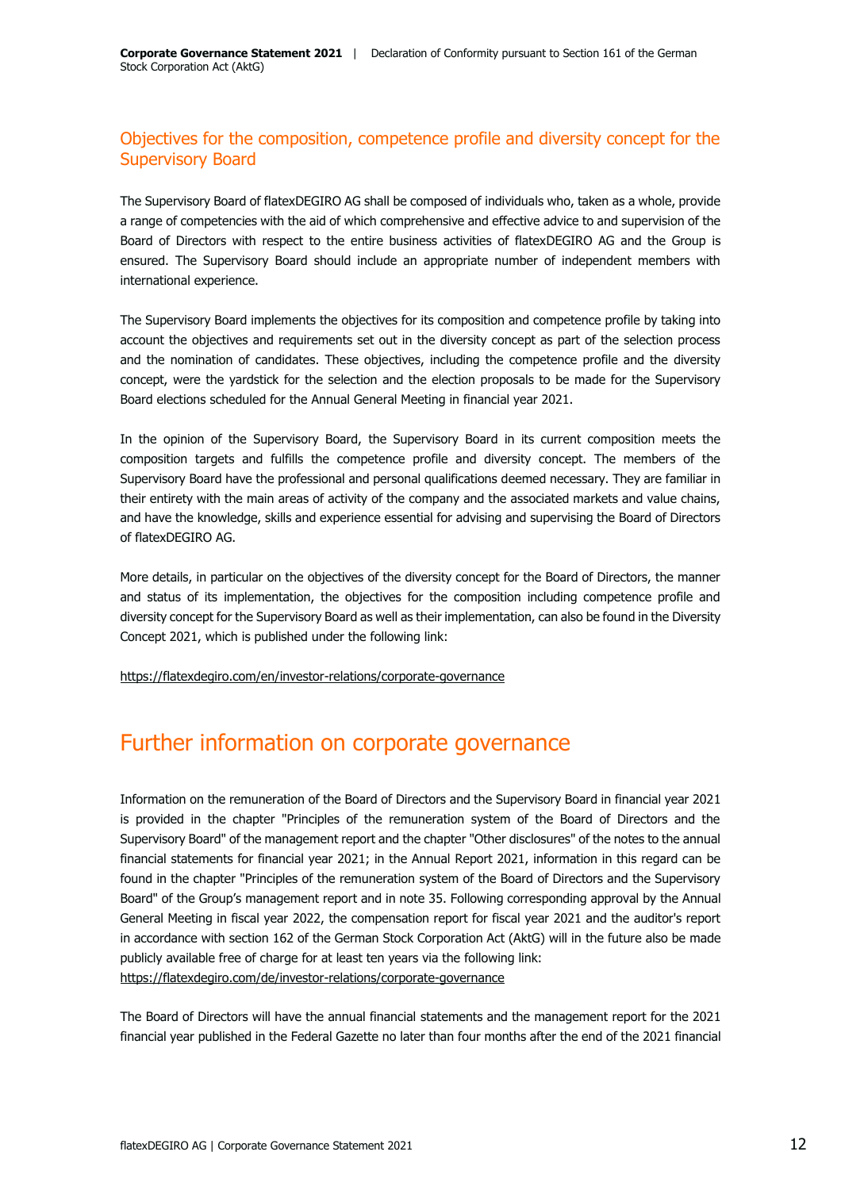## Objectives for the composition, competence profile and diversity concept for the Supervisory Board

The Supervisory Board of flatexDEGIRO AG shall be composed of individuals who, taken as a whole, provide a range of competencies with the aid of which comprehensive and effective advice to and supervision of the Board of Directors with respect to the entire business activities of flatexDEGIRO AG and the Group is ensured. The Supervisory Board should include an appropriate number of independent members with international experience.

The Supervisory Board implements the objectives for its composition and competence profile by taking into account the objectives and requirements set out in the diversity concept as part of the selection process and the nomination of candidates. These objectives, including the competence profile and the diversity concept, were the yardstick for the selection and the election proposals to be made for the Supervisory Board elections scheduled for the Annual General Meeting in financial year 2021.

In the opinion of the Supervisory Board, the Supervisory Board in its current composition meets the composition targets and fulfills the competence profile and diversity concept. The members of the Supervisory Board have the professional and personal qualifications deemed necessary. They are familiar in their entirety with the main areas of activity of the company and the associated markets and value chains, and have the knowledge, skills and experience essential for advising and supervising the Board of Directors of flatexDEGIRO AG.

More details, in particular on the objectives of the diversity concept for the Board of Directors, the manner and status of its implementation, the objectives for the composition including competence profile and diversity concept for the Supervisory Board as well as their implementation, can also be found in the Diversity Concept 2021, which is published under the following link:

https://flatexdegiro.com/en/investor-relations/corporate-governance

# Further information on corporate governance

Information on the remuneration of the Board of Directors and the Supervisory Board in financial year 2021 is provided in the chapter "Principles of the remuneration system of the Board of Directors and the Supervisory Board" of the management report and the chapter "Other disclosures" of the notes to the annual financial statements for financial year 2021; in the Annual Report 2021, information in this regard can be found in the chapter "Principles of the remuneration system of the Board of Directors and the Supervisory Board" of the Group's management report and in note 35. Following corresponding approval by the Annual General Meeting in fiscal year 2022, the compensation report for fiscal year 2021 and the auditor's report in accordance with section 162 of the German Stock Corporation Act (AktG) will in the future also be made publicly available free of charge for at least ten years via the following link:
https://flatexdegiro.com/de/investor-relations/corporate-governance

The Board of Directors will have the annual financial statements and the management report for the 2021 financial year published in the Federal Gazette no later than four months after the end of the 2021 financial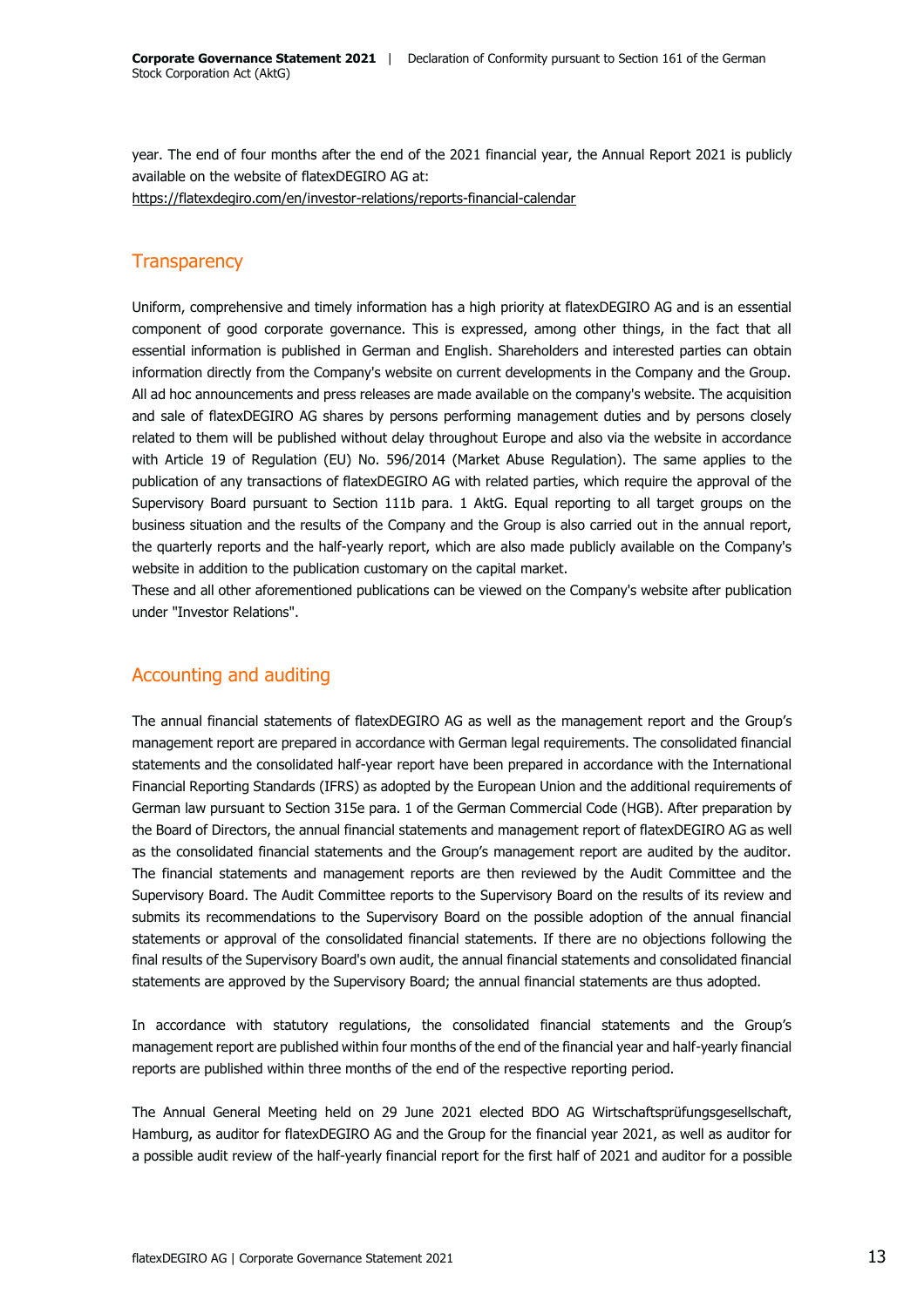year. The end of four months after the end of the 2021 financial year, the Annual Report 2021 is publicly available on the website of flatexDEGIRO AG at:
https://flatexdegiro.com/en/investor-relations/reports-financial-calendar

## Transparency

Uniform, comprehensive and timely information has a high priority at flatexDEGIRO AG and is an essential component of good corporate governance. This is expressed, among other things, in the fact that all essential information is published in German and English. Shareholders and interested parties can obtain information directly from the Company's website on current developments in the Company and the Group. All ad hoc announcements and press releases are made available on the company's website. The acquisition and sale of flatexDEGIRO AG shares by persons performing management duties and by persons closely related to them will be published without delay throughout Europe and also via the website in accordance with Article 19 of Regulation (EU) No. 596/2014 (Market Abuse Regulation). The same applies to the publication of any transactions of flatexDEGIRO AG with related parties, which require the approval of the Supervisory Board pursuant to Section 111b para. 1 AktG. Equal reporting to all target groups on the business situation and the results of the Company and the Group is also carried out in the annual report, the quarterly reports and the half-yearly report, which are also made publicly available on the Company's website in addition to the publication customary on the capital market.
These and all other aforementioned publications can be viewed on the Company's website after publication under "Investor Relations".

## Accounting and auditing

The annual financial statements of flatexDEGIRO AG as well as the management report and the Group's management report are prepared in accordance with German legal requirements. The consolidated financial statements and the consolidated half-year report have been prepared in accordance with the International Financial Reporting Standards (IFRS) as adopted by the European Union and the additional requirements of German law pursuant to Section 315e para. 1 of the German Commercial Code (HGB). After preparation by the Board of Directors, the annual financial statements and management report of flatexDEGIRO AG as well as the consolidated financial statements and the Group's management report are audited by the auditor. The financial statements and management reports are then reviewed by the Audit Committee and the Supervisory Board. The Audit Committee reports to the Supervisory Board on the results of its review and submits its recommendations to the Supervisory Board on the possible adoption of the annual financial statements or approval of the consolidated financial statements. If there are no objections following the final results of the Supervisory Board's own audit, the annual financial statements and consolidated financial statements are approved by the Supervisory Board; the annual financial statements are thus adopted.

In accordance with statutory regulations, the consolidated financial statements and the Group's management report are published within four months of the end of the financial year and half-yearly financial reports are published within three months of the end of the respective reporting period.

The Annual General Meeting held on 29 June 2021 elected BDO AG Wirtschaftsprüfungsgesellschaft, Hamburg, as auditor for flatexDEGIRO AG and the Group for the financial year 2021, as well as auditor for a possible audit review of the half-yearly financial report for the first half of 2021 and auditor for a possible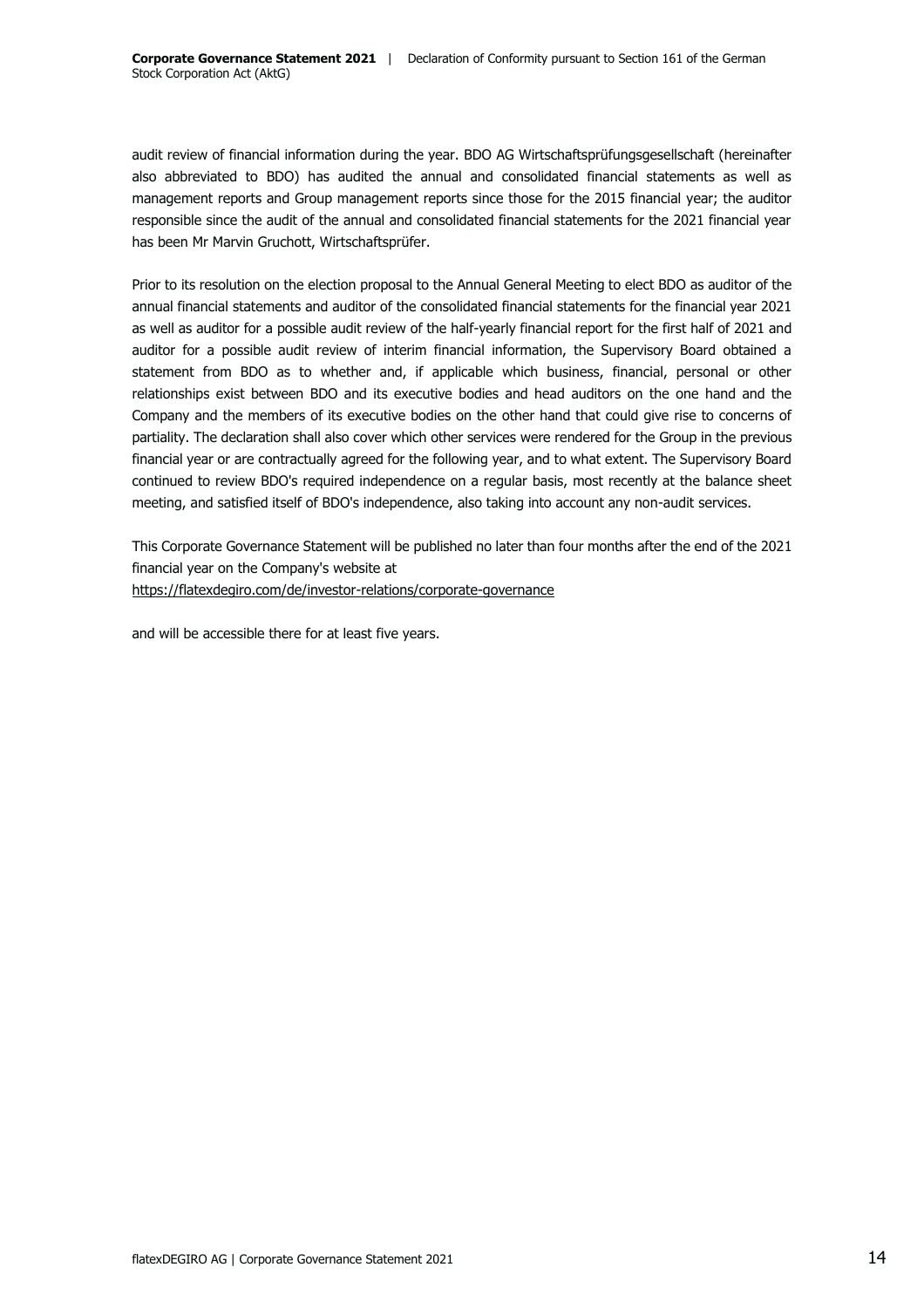audit review of financial information during the year. BDO AG Wirtschaftsprüfungsgesellschaft (hereinafter also abbreviated to BDO) has audited the annual and consolidated financial statements as well as management reports and Group management reports since those for the 2015 financial year; the auditor responsible since the audit of the annual and consolidated financial statements for the 2021 financial year has been Mr Marvin Gruchott, Wirtschaftsprüfer.

Prior to its resolution on the election proposal to the Annual General Meeting to elect BDO as auditor of the annual financial statements and auditor of the consolidated financial statements for the financial year 2021 as well as auditor for a possible audit review of the half-yearly financial report for the first half of 2021 and auditor for a possible audit review of interim financial information, the Supervisory Board obtained a statement from BDO as to whether and, if applicable which business, financial, personal or other relationships exist between BDO and its executive bodies and head auditors on the one hand and the Company and the members of its executive bodies on the other hand that could give rise to concerns of partiality. The declaration shall also cover which other services were rendered for the Group in the previous financial year or are contractually agreed for the following year, and to what extent. The Supervisory Board continued to review BDO's required independence on a regular basis, most recently at the balance sheet meeting, and satisfied itself of BDO's independence, also taking into account any non-audit services.

This Corporate Governance Statement will be published no later than four months after the end of the 2021 financial year on the Company's website at
https://flatexdegiro.com/de/investor-relations/corporate-governance

and will be accessible there for at least five years.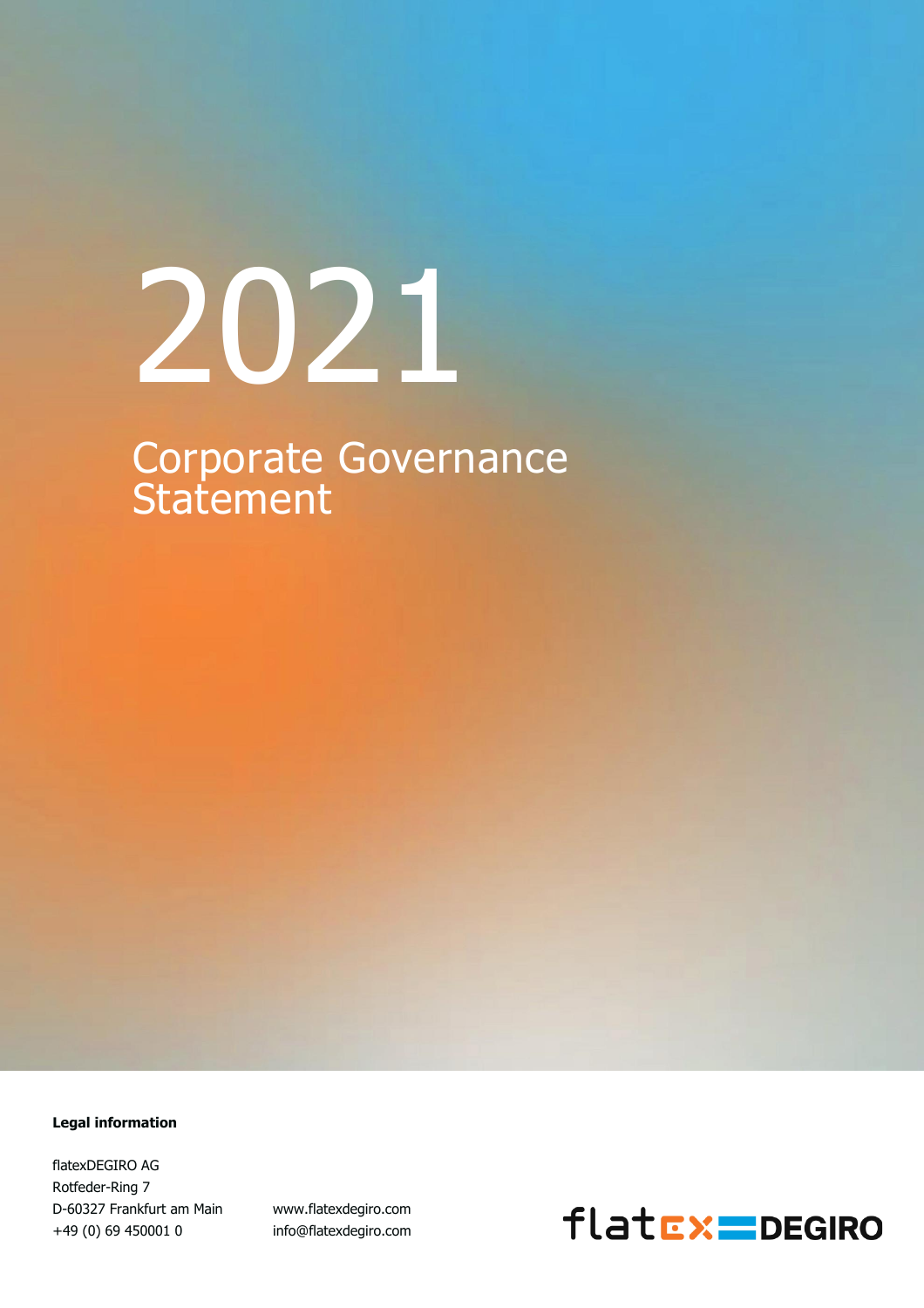# 2021

## Corporate Governance Statement

**Legal information**

flatexDEGIRO AG
Rotfeder-Ring 7
D-60327 Frankfurt am Main
+49 (0) 69 450001 0

www.flatexdegiro.com
info@flatexdegiro.com

flatex DEGIRO